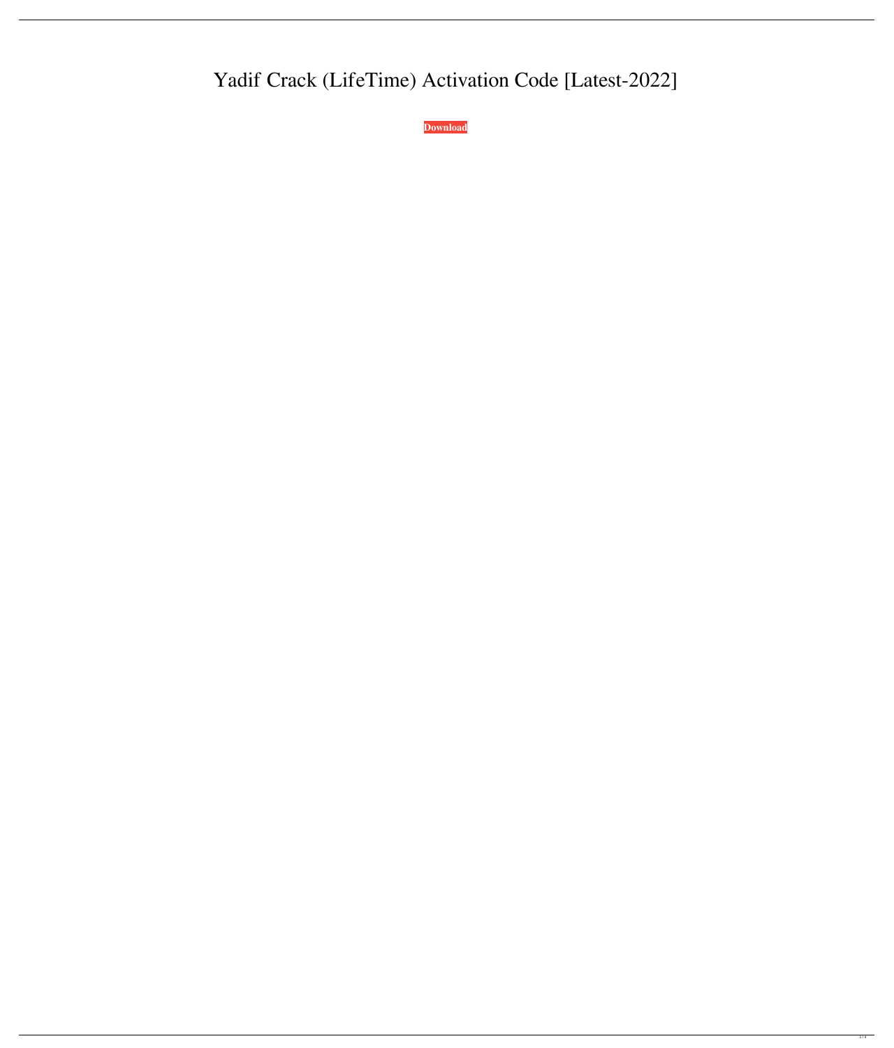# Yadif Crack (LifeTime) Activation Code [Latest-2022]

**Download**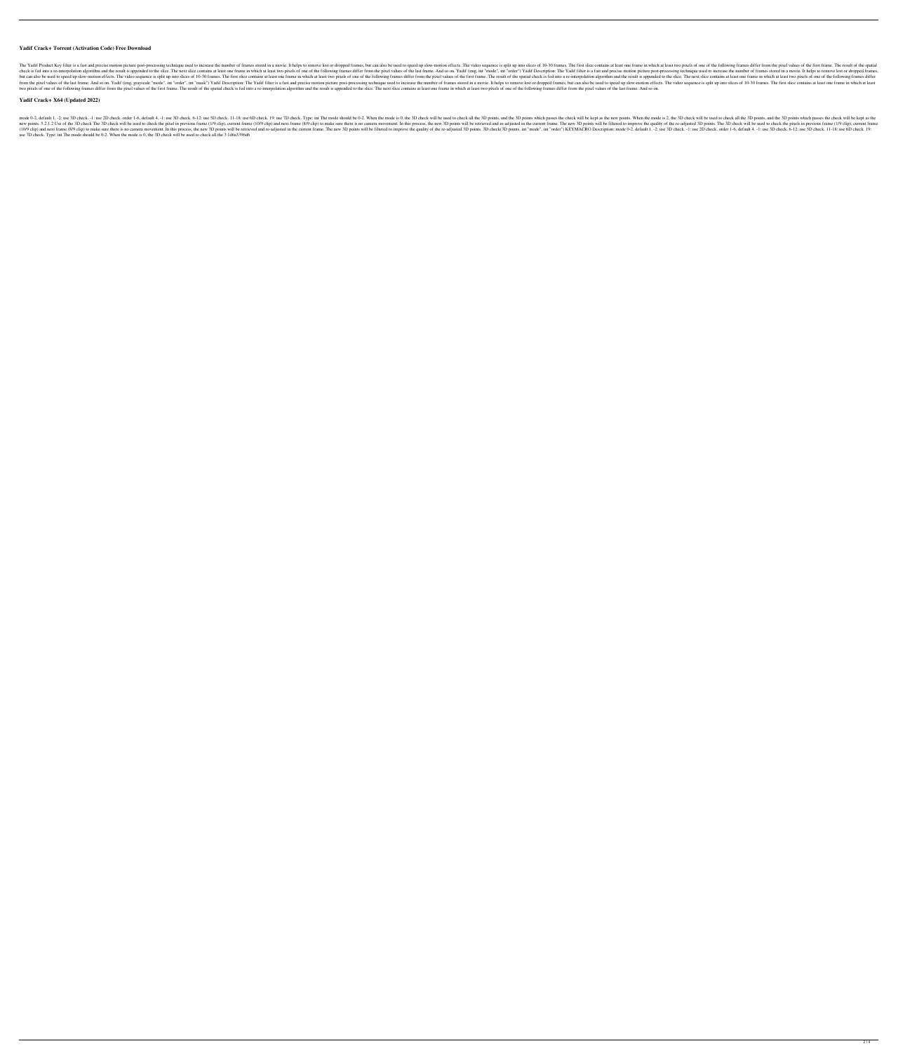## Yadif Crack+ Torrent (Activation Code) Free Download

The Yadif Product Key filter is a fast and precise motion picture post-processing technique used to increase the number of frames stored in a movie. It helps to remove lost or dropped frames, but can also be used to speed up slow-motion effects. The video sequence is split up into slices of 10-30 frames. The first slice contains at least one frame in which at least two pixels of one of the following frames differ from the pixel values of the first frame. The result of the spatial check is fed into a re-interpolation algorithm and the result is appended to the slice. The next slice contains at least one frame in which at least two pixels of one of the following frames differ from the pixel values of the last frame. And so on. Yadif (img, int "mode", int "order") Yadif Description: The Yadif filter is a fast and precise motion picture post-processing technique used to increase the number of frames stored in a movie. It helps to remove lost or dropped frames, but can also be used to speed up slow-motion effects. The video sequence is split up into slices of 10-30 frames. The first slice contains at least one frame in which at least two pixels of one of the following frames differ from the pixel values of the first frame. The result of the spatial check is fed into a re-interpolation algorithm and the result is appended to the slice. The next slice contains at least one frame in which at least two pixels of one of the following frames differ from the pixel values of the last frame. And so on. Yadif (img, grayscale "mode", int "order", int "mask") Yadif Description: The Yadif filter is a fast and precise motion picture post-processing technique used to increase the number of frames stored in a movie. It helps to remove lost or dropped frames, but can also be used to speed up slow-motion effects. The video sequence is split up into slices of 10-30 frames. The first slice contains at least one frame in which at least two pixels of one of the following frames differ from the pixel values of the first frame. The result of the spatial check is fed into a re-interpolation algorithm and the result is appended to the slice. The next slice contains at least one frame in which at least two pixels of one of the following frames differ from the pixel values of the last frame. And so on.

## Yadif Crack+ X64 (Updated 2022)

mode 0-2, default 1. -2: use 3D check. -1: use 2D check. order 1-6, default 4. -1: use 3D check. 6-12: use 5D check. 11-18: use 6D check. 19: use 7D check. Type: int The mode should be 0-2. When the mode is 0, the 3D check will be used to check all the 3D points, and the 3D points which passes the check will be kept as the new points. When the mode is 2, the 3D check will be used to check all the 3D points, and the 3D points which passes the check will be kept as the new points. 5.2.1.2 Use of the 3D Check The 3D check will be used to check the pixel in previous frame (1/9 clip), current frame (10/9 clip) and next frame (8/9 clip) to make sure there is no camera movement. In this process, the new 3D points will be retrieved and re-adjusted in the current frame. The new 3D points will be filtered to improve the quality of the re-adjusted 3D points. The 3D check will be used to check the pixels in previous frame (1/9 clip), current frame (10/9 clip) and next frame (8/9 clip) to make sure there is no camera movement. In this process, the new 3D points will be retrieved and re-adjusted in the current frame. The new 3D points will be filtered to improve the quality of the re-adjusted 3D points. 3D check(3D points, int "mode", int "order") KEYMACRO Description: mode 0-2, default 1. -2: use 3D check. -1: use 2D check. order 1-6, default 4. -1: use 3D check. 6-12: use 5D check. 11-18: use 6D check. 19: use 7D check. Type: int The mode should be 0-2. When the mode is 0, the 3D check will be used to check all the 3 1d6a3396d6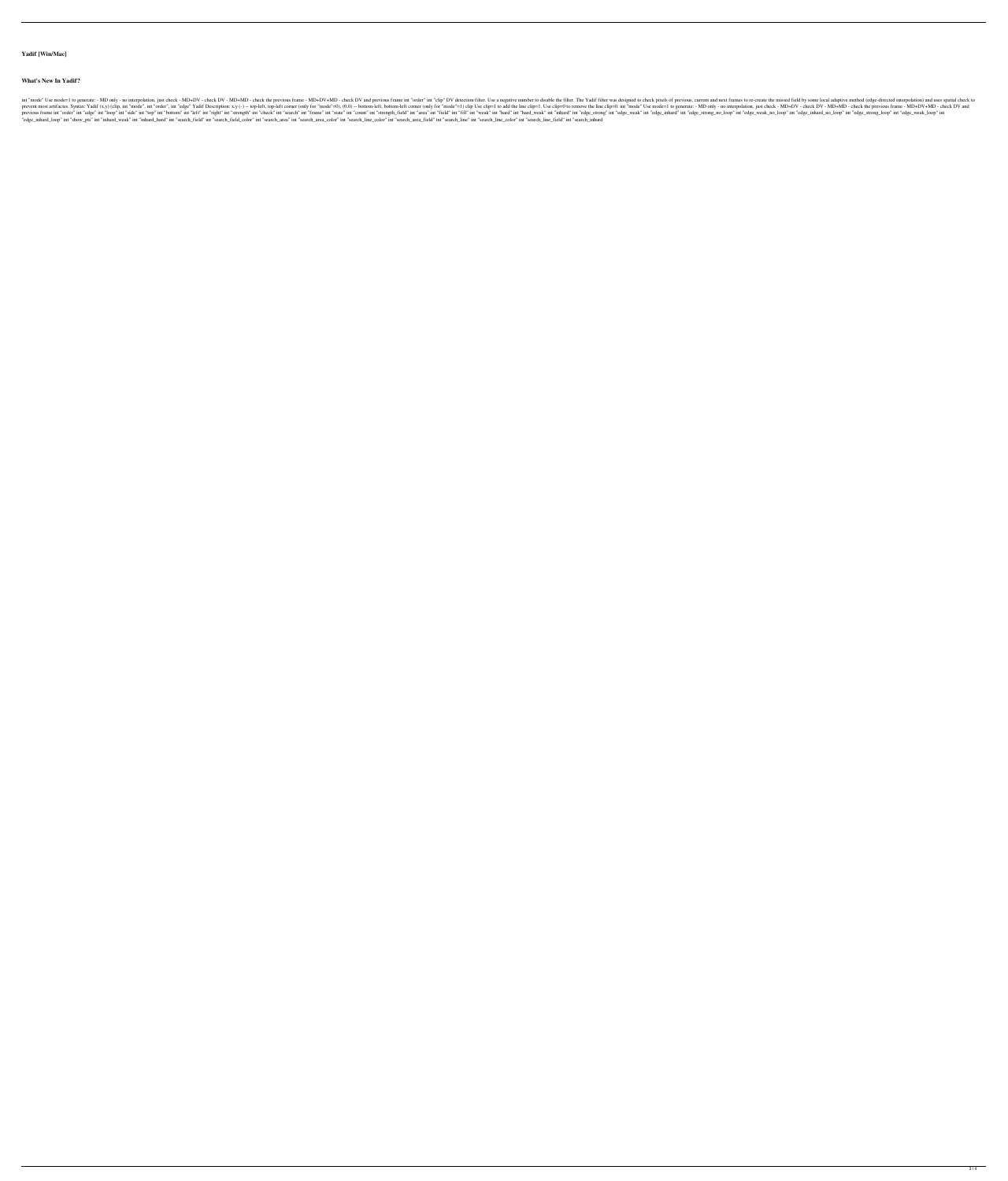**Yadif [Win/Mac]**

**What's New In Yadif?**

int "mode" Use mode=1 to generate: - MD only - no interpolation, just check - MD+DV - check DV - MD+MD - check the previous frame - MD+DV+MD - check DV and previous frame int "order" int "clip" DV detection filter. Use a negative number to disable the filter. The Yadif filter was designed to check pixels of previous, current and next frames to re-create the missed field by some local adaptive method (edge-directed interpolation) and uses spatial check to prevent most artifacts. Syntax: Yadif (x,y) (clip, int "mode", int "order", int "edge" Yadif Description: x,y (-) -- top-left, top-left corner (only for "mode"=0), (0,0) -- bottom-left, bottom-left corner (only for "mode"=1) clip Use clip=1 to add the line clip=1. Use clip=0 to remove the line clip=0. int "mode" Use mode=1 to generate: - MD only - no interpolation, just check - MD+DV - check DV - MD+MD - check the previous frame - MD+DV+MD - check DV and previous frame int "order" int "edge" int "loop" int "side" int "top" int "bottom" int "left" int "right" int "strength" int "check" int "search" int "frame" int "state" int "count" int "strength_field" int "area" int "field" int "fill" int "weak" int "hard" int "hard_weak" int "inhard" int "edge_strong" int "edge_weak" int "edge_inhard" int "edge_strong_no_loop" int "edge_weak_no_loop" int "edge_inhard_no_loop" int "edge_strong_loop" int "edge_weak_loop" int "edge_inhard_loop" int "show_pts" int "inhard_weak" int "inhard_hard" int "search_field" int "search_field_color" int "search_area" int "search_area_color" int "search_line_color" int "search_area_field" int "search_line" int "search_line_color" int "search_line_field" int "search_inhard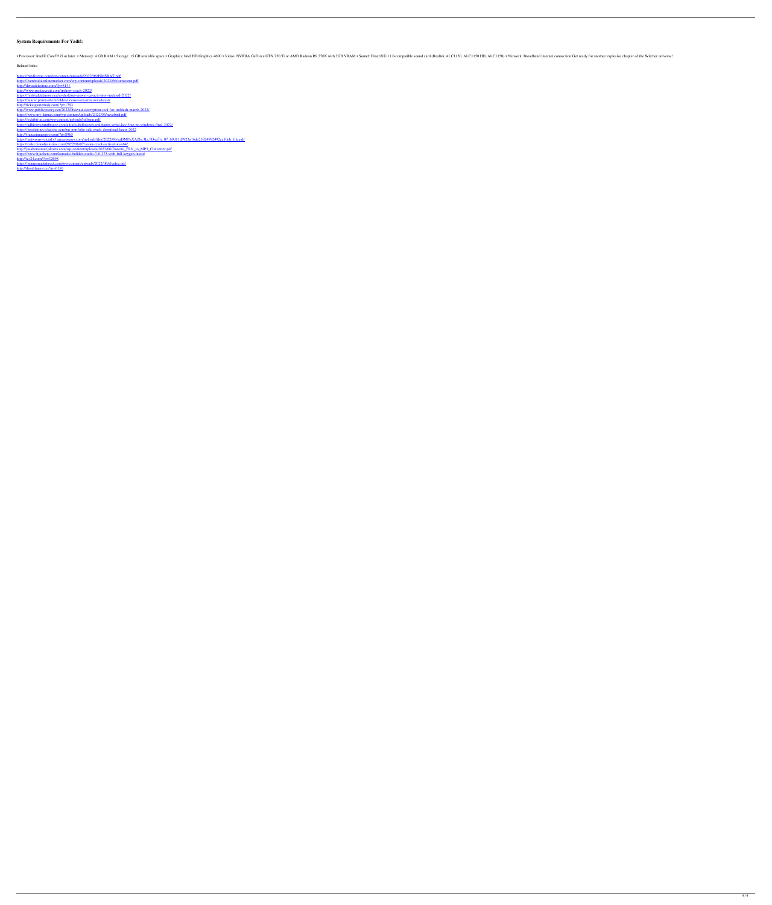### System Requirements For Yadif:

• Processor: Intel® Core™ i5 or later. • Memory: 4 GB RAM • Storage: 15 GB available space • Graphics: Intel HD Graphics 4600 • Video: NVIDIA GeForce GTX 750 Ti or AMD Radeon R9 270X with 2GB VRAM • Sound: DirectX® 11.0-compatible sound card (Realtek ALC1150, ALC1150 HD, ALC1150) • Network: Broadband internet connection Get ready for another explosive chapter of the Witcher universe!

Related links:

https://luvmarv.com/wp-content/uploads/2022/06/ISMSRAT.pdf
https://cambodiaonlinemarket.com/wp-content/uploads/2022/06/omecorn.pdf
http://denisdelestrac.com/?p=5141
http://www.pickrecruit.com/ipshow-crack-2022/
https://festivaldelamor.org/ip-desktop-viewer-xp-activator-updated-2022/
https://tuacar.pl/my-shell-folder-license-key-mac-win-latest/
http://ticketguatemala.com/?p=1703
http://www.publicpoetry.net/2022/06/avast-decryption-tool-for-troldesh-march-2022/
https://www.my-damas.com/wp-content/uploads/2022/06/newbrd.pdf
https://exhibit-at.com/wp-content/uploads/hilbann.pdf
https://adhicitysentulbogor.com/ghosts-halloween-wallpaper-serial-key-free-pc-windows-final-2022/
https://portfolioin.is/adobe-acrobat-portfolio-silk-crack-download-latest-2022
http://francetimaspro.com/?p=8965
https://networny-social.s3.amazonaws.com/upload/files/2022/06/xaDMPnXAZbc3Lc1OeaTx_07_69d11d3923a16de25924992492ac10eb_file.pdf
https://coleccionohistorias.com/2022/06/07/joom-crack-activation-x64/
http://jasaborsumurjakarta.com/wp-content/uploads/2022/06/Doremi_FLV_to_MP3_Converter.pdf
https://www.hjackets.com/karaoke-builder-studio-3-0-273-with-full-keygen-latest/
http://it-labx.ru/?p=32698
https://mainemadedirect.com/wp-content/uploads/2022/06/elvefre.pdf
http://thedailyerus.co/?p=6150